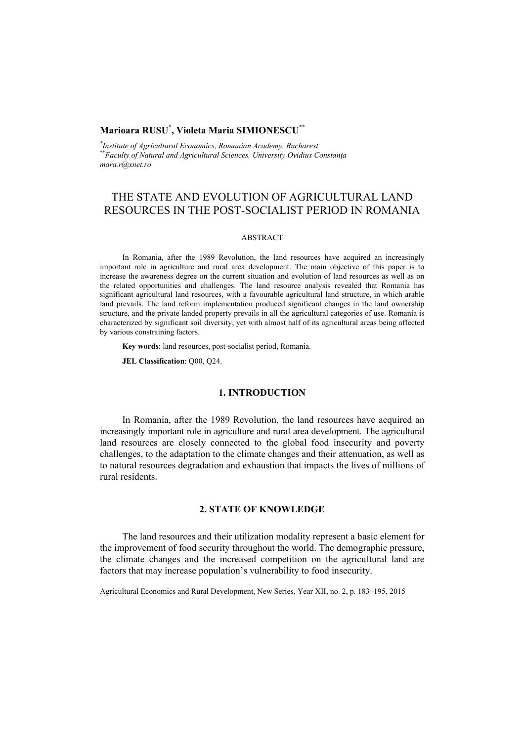**Marioara RUSU[*], Violeta Maria SIMIONESCU[**]**

[*] *Institute of Agricultural Economics, Romanian Academy, Bucharest*
[**] *Faculty of Natural and Agricultural Sciences, University Ovidius Constanța*
*mara.r@xnet.ro*

# THE STATE AND EVOLUTION OF AGRICULTURAL LAND RESOURCES IN THE POST-SOCIALIST PERIOD IN ROMANIA

ABSTRACT

In Romania, after the 1989 Revolution, the land resources have acquired an increasingly important role in agriculture and rural area development. The main objective of this paper is to increase the awareness degree on the current situation and evolution of land resources as well as on the related opportunities and challenges. The land resource analysis revealed that Romania has significant agricultural land resources, with a favourable agricultural land structure, in which arable land prevails. The land reform implementation produced significant changes in the land ownership structure, and the private landed property prevails in all the agricultural categories of use. Romania is characterized by significant soil diversity, yet with almost half of its agricultural areas being affected by various constraining factors.

**Key words**: land resources, post-socialist period, Romania.

**JEL Classification**: Q00, Q24.

## 1. INTRODUCTION

In Romania, after the 1989 Revolution, the land resources have acquired an increasingly important role in agriculture and rural area development. The agricultural land resources are closely connected to the global food insecurity and poverty challenges, to the adaptation to the climate changes and their attenuation, as well as to natural resources degradation and exhaustion that impacts the lives of millions of rural residents.

## 2. STATE OF KNOWLEDGE

The land resources and their utilization modality represent a basic element for the improvement of food security throughout the world. The demographic pressure, the climate changes and the increased competition on the agricultural land are factors that may increase population's vulnerability to food insecurity.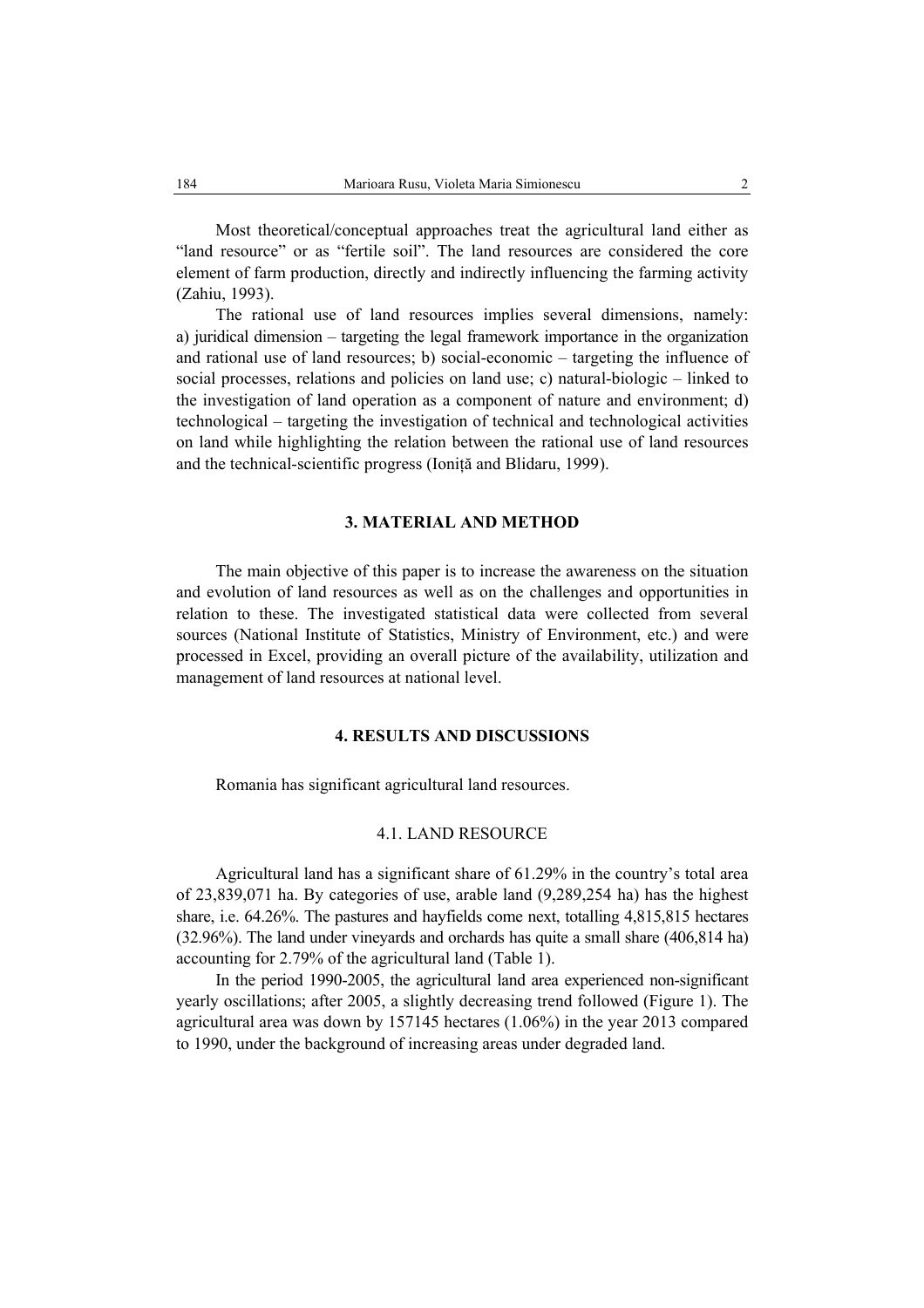Most theoretical/conceptual approaches treat the agricultural land either as "land resource" or as "fertile soil". The land resources are considered the core element of farm production, directly and indirectly influencing the farming activity (Zahiu, 1993).

The rational use of land resources implies several dimensions, namely: a) juridical dimension – targeting the legal framework importance in the organization and rational use of land resources; b) social-economic – targeting the influence of social processes, relations and policies on land use; c) natural-biologic – linked to the investigation of land operation as a component of nature and environment; d) technological – targeting the investigation of technical and technological activities on land while highlighting the relation between the rational use of land resources and the technical-scientific progress (Ioniță and Blidaru, 1999).

## 3. MATERIAL AND METHOD

The main objective of this paper is to increase the awareness on the situation and evolution of land resources as well as on the challenges and opportunities in relation to these. The investigated statistical data were collected from several sources (National Institute of Statistics, Ministry of Environment, etc.) and were processed in Excel, providing an overall picture of the availability, utilization and management of land resources at national level.

## 4. RESULTS AND DISCUSSIONS

Romania has significant agricultural land resources.

### 4.1. LAND RESOURCE

Agricultural land has a significant share of 61.29% in the country's total area of 23,839,071 ha. By categories of use, arable land (9,289,254 ha) has the highest share, i.e. 64.26%. The pastures and hayfields come next, totalling 4,815,815 hectares (32.96%). The land under vineyards and orchards has quite a small share (406,814 ha) accounting for 2.79% of the agricultural land (Table 1).

In the period 1990-2005, the agricultural land area experienced non-significant yearly oscillations; after 2005, a slightly decreasing trend followed (Figure 1). The agricultural area was down by 157145 hectares (1.06%) in the year 2013 compared to 1990, under the background of increasing areas under degraded land.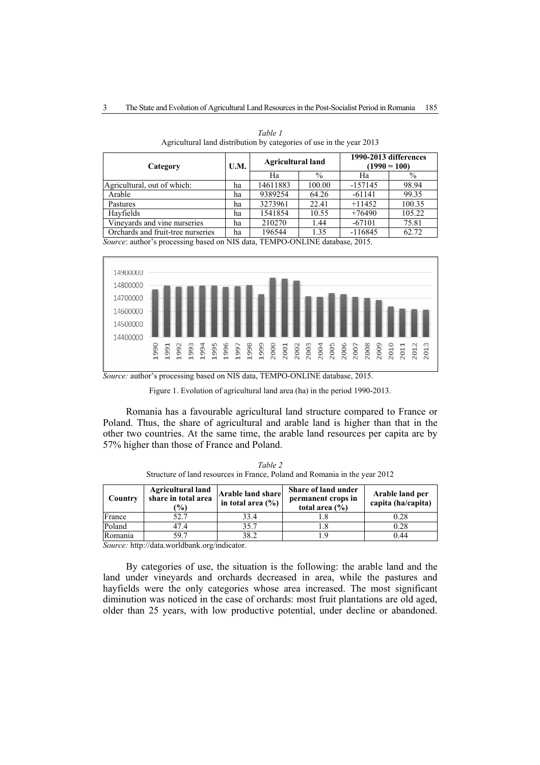*Table 1*
Agricultural land distribution by categories of use in the year 2013

| Category | U.M. | Agricultural land | | 1990-2013 differences (1990 = 100) | |
|---|---|---|---|---|---|
| | | Ha | % | Ha | % |
| Agricultural, out of which: | ha | 14611883 | 100.00 | -157145 | 98.94 |
| Arable | ha | 9389254 | 64.26 | -61141 | 99.35 |
| Pastures | ha | 3273961 | 22.41 | +11452 | 100.35 |
| Hayfields | ha | 1541854 | 10.55 | +76490 | 105.22 |
| Vineyards and vine nurseries | ha | 210270 | 1.44 | -67101 | 75.81 |
| Orchards and fruit-tree nurseries | ha | 196544 | 1.35 | -116845 | 62.72 |

*Source*: author's processing based on NIS data, TEMPO-ONLINE database, 2015.

*Source:* author's processing based on NIS data, TEMPO-ONLINE database, 2015.

Figure 1. Evolution of agricultural land area (ha) in the period 1990-2013.

Romania has a favourable agricultural land structure compared to France or Poland. Thus, the share of agricultural and arable land is higher than that in the other two countries. At the same time, the arable land resources per capita are by 57% higher than those of France and Poland.

*Table 2*
Structure of land resources in France, Poland and Romania in the year 2012

| Country | Agricultural land share in total area (%) | Arable land share in total area (%) | Share of land under permanent crops in total area (%) | Arable land per capita (ha/capita) |
|---|---|---|---|---|
| France | 52.7 | 33.4 | 1.8 | 0.28 |
| Poland | 47.4 | 35.7 | 1.8 | 0.28 |
| Romania | 59.7 | 38.2 | 1.9 | 0.44 |

*Source:* http://data.worldbank.org/indicator.

By categories of use, the situation is the following: the arable land and the land under vineyards and orchards decreased in area, while the pastures and hayfields were the only categories whose area increased. The most significant diminution was noticed in the case of orchards: most fruit plantations are old aged, older than 25 years, with low productive potential, under decline or abandoned.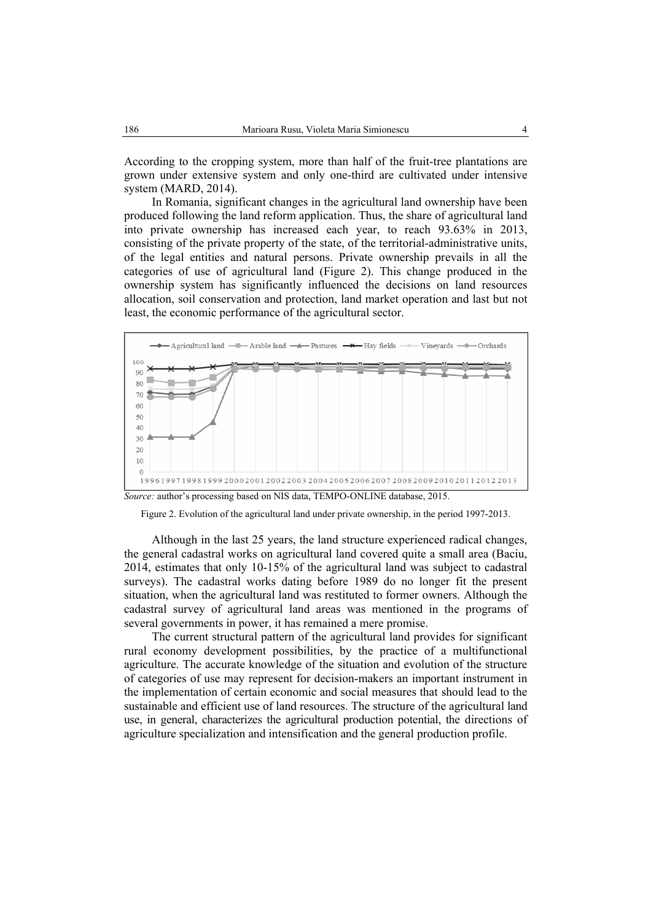According to the cropping system, more than half of the fruit-tree plantations are grown under extensive system and only one-third are cultivated under intensive system (MARD, 2014).

In Romania, significant changes in the agricultural land ownership have been produced following the land reform application. Thus, the share of agricultural land into private ownership has increased each year, to reach 93.63% in 2013, consisting of the private property of the state, of the territorial-administrative units, of the legal entities and natural persons. Private ownership prevails in all the categories of use of agricultural land (Figure 2). This change produced in the ownership system has significantly influenced the decisions on land resources allocation, soil conservation and protection, land market operation and last but not least, the economic performance of the agricultural sector.

*Source:* author's processing based on NIS data, TEMPO-ONLINE database, 2015.

Figure 2. Evolution of the agricultural land under private ownership, in the period 1997-2013.

Although in the last 25 years, the land structure experienced radical changes, the general cadastral works on agricultural land covered quite a small area (Baciu, 2014, estimates that only 10-15% of the agricultural land was subject to cadastral surveys). The cadastral works dating before 1989 do no longer fit the present situation, when the agricultural land was restituted to former owners. Although the cadastral survey of agricultural land areas was mentioned in the programs of several governments in power, it has remained a mere promise.

The current structural pattern of the agricultural land provides for significant rural economy development possibilities, by the practice of a multifunctional agriculture. The accurate knowledge of the situation and evolution of the structure of categories of use may represent for decision-makers an important instrument in the implementation of certain economic and social measures that should lead to the sustainable and efficient use of land resources. The structure of the agricultural land use, in general, characterizes the agricultural production potential, the directions of agriculture specialization and intensification and the general production profile.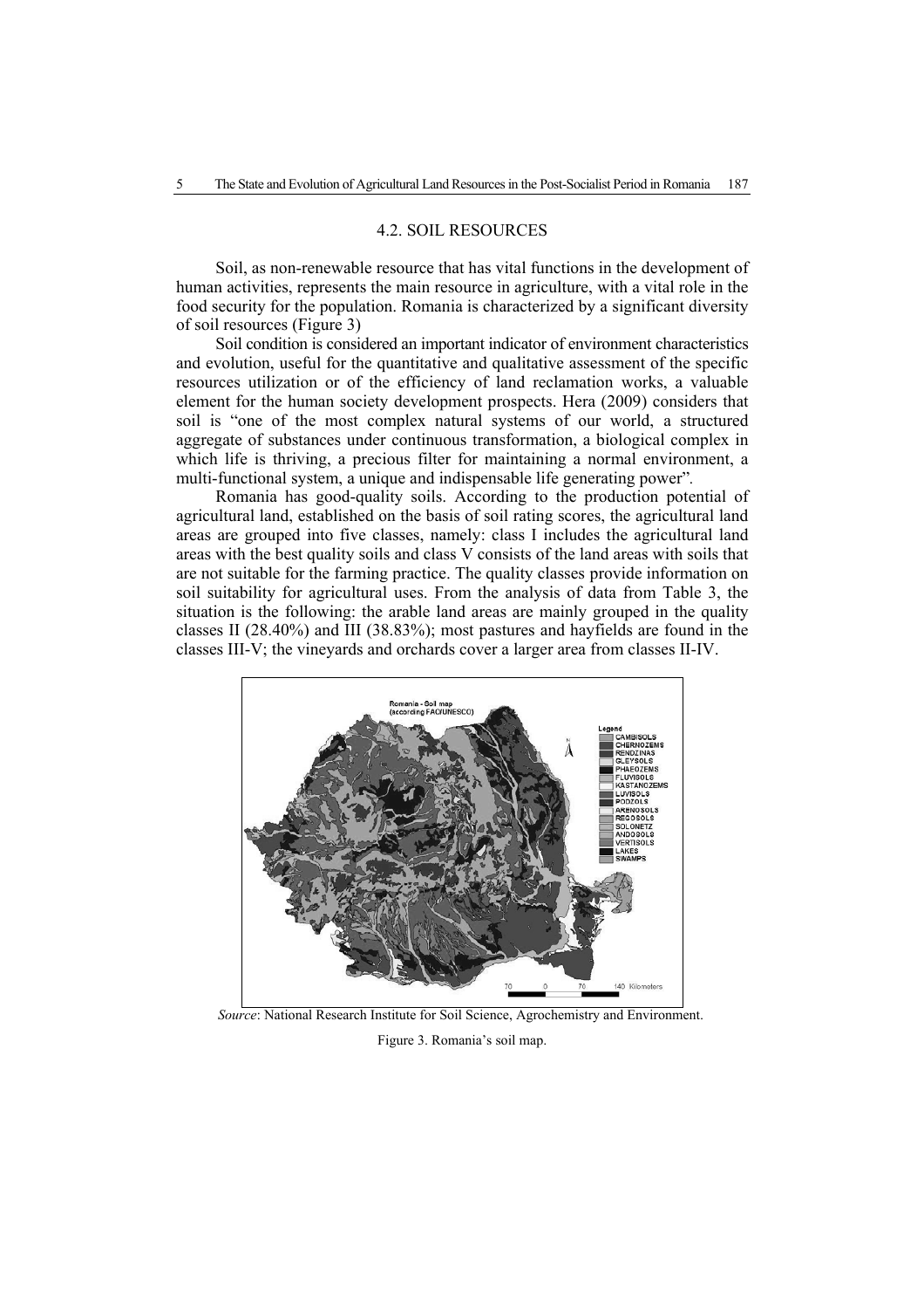### 4.2. SOIL RESOURCES

Soil, as non-renewable resource that has vital functions in the development of human activities, represents the main resource in agriculture, with a vital role in the food security for the population. Romania is characterized by a significant diversity of soil resources (Figure 3)

Soil condition is considered an important indicator of environment characteristics and evolution, useful for the quantitative and qualitative assessment of the specific resources utilization or of the efficiency of land reclamation works, a valuable element for the human society development prospects. Hera (2009) considers that soil is "one of the most complex natural systems of our world, a structured aggregate of substances under continuous transformation, a biological complex in which life is thriving, a precious filter for maintaining a normal environment, a multi-functional system, a unique and indispensable life generating power".

Romania has good-quality soils. According to the production potential of agricultural land, established on the basis of soil rating scores, the agricultural land areas are grouped into five classes, namely: class I includes the agricultural land areas with the best quality soils and class V consists of the land areas with soils that are not suitable for the farming practice. The quality classes provide information on soil suitability for agricultural uses. From the analysis of data from Table 3, the situation is the following: the arable land areas are mainly grouped in the quality classes II (28.40%) and III (38.83%); most pastures and hayfields are found in the classes III-V; the vineyards and orchards cover a larger area from classes II-IV.

*Source*: National Research Institute for Soil Science, Agrochemistry and Environment.

Figure 3. Romania's soil map.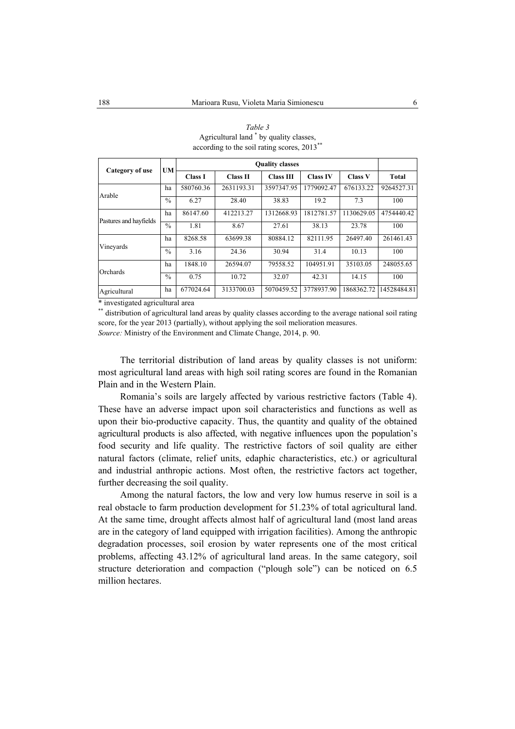*Table 3*
Agricultural land [*] by quality classes,
according to the soil rating scores, 2013[**]

| Category of use | UM | Quality classes | | | | | |
|---|---|---|---|---|---|---|---|
| | | Class I | Class II | Class III | Class IV | Class V | Total |
| Arable | ha | 580760.36 | 2631193.31 | 3597347.95 | 1779092.47 | 676133.22 | 9264527.31 |
| | % | 6.27 | 28.40 | 38.83 | 19.2 | 7.3 | 100 |
| Pastures and hayfields | ha | 86147.60 | 412213.27 | 1312668.93 | 1812781.57 | 1130629.05 | 4754440.42 |
| | % | 1.81 | 8.67 | 27.61 | 38.13 | 23.78 | 100 |
| Vineyards | ha | 8268.58 | 63699.38 | 80884.12 | 82111.95 | 26497.40 | 261461.43 |
| | % | 3.16 | 24.36 | 30.94 | 31.4 | 10.13 | 100 |
| Orchards | ha | 1848.10 | 26594.07 | 79558.52 | 104951.91 | 35103.05 | 248055.65 |
| | % | 0.75 | 10.72 | 32.07 | 42.31 | 14.15 | 100 |
| Agricultural | ha | 677024.64 | 3133700.03 | 5070459.52 | 3778937.90 | 1868362.72 | 14528484.81 |

\* investigated agricultural area
\** distribution of agricultural land areas by quality classes according to the average national soil rating score, for the year 2013 (partially), without applying the soil melioration measures.
*Source:* Ministry of the Environment and Climate Change, 2014, p. 90.

The territorial distribution of land areas by quality classes is not uniform: most agricultural land areas with high soil rating scores are found in the Romanian Plain and in the Western Plain.

Romania's soils are largely affected by various restrictive factors (Table 4). These have an adverse impact upon soil characteristics and functions as well as upon their bio-productive capacity. Thus, the quantity and quality of the obtained agricultural products is also affected, with negative influences upon the population's food security and life quality. The restrictive factors of soil quality are either natural factors (climate, relief units, edaphic characteristics, etc.) or agricultural and industrial anthropic actions. Most often, the restrictive factors act together, further decreasing the soil quality.

Among the natural factors, the low and very low humus reserve in soil is a real obstacle to farm production development for 51.23% of total agricultural land. At the same time, drought affects almost half of agricultural land (most land areas are in the category of land equipped with irrigation facilities). Among the anthropic degradation processes, soil erosion by water represents one of the most critical problems, affecting 43.12% of agricultural land areas. In the same category, soil structure deterioration and compaction ("plough sole") can be noticed on 6.5 million hectares.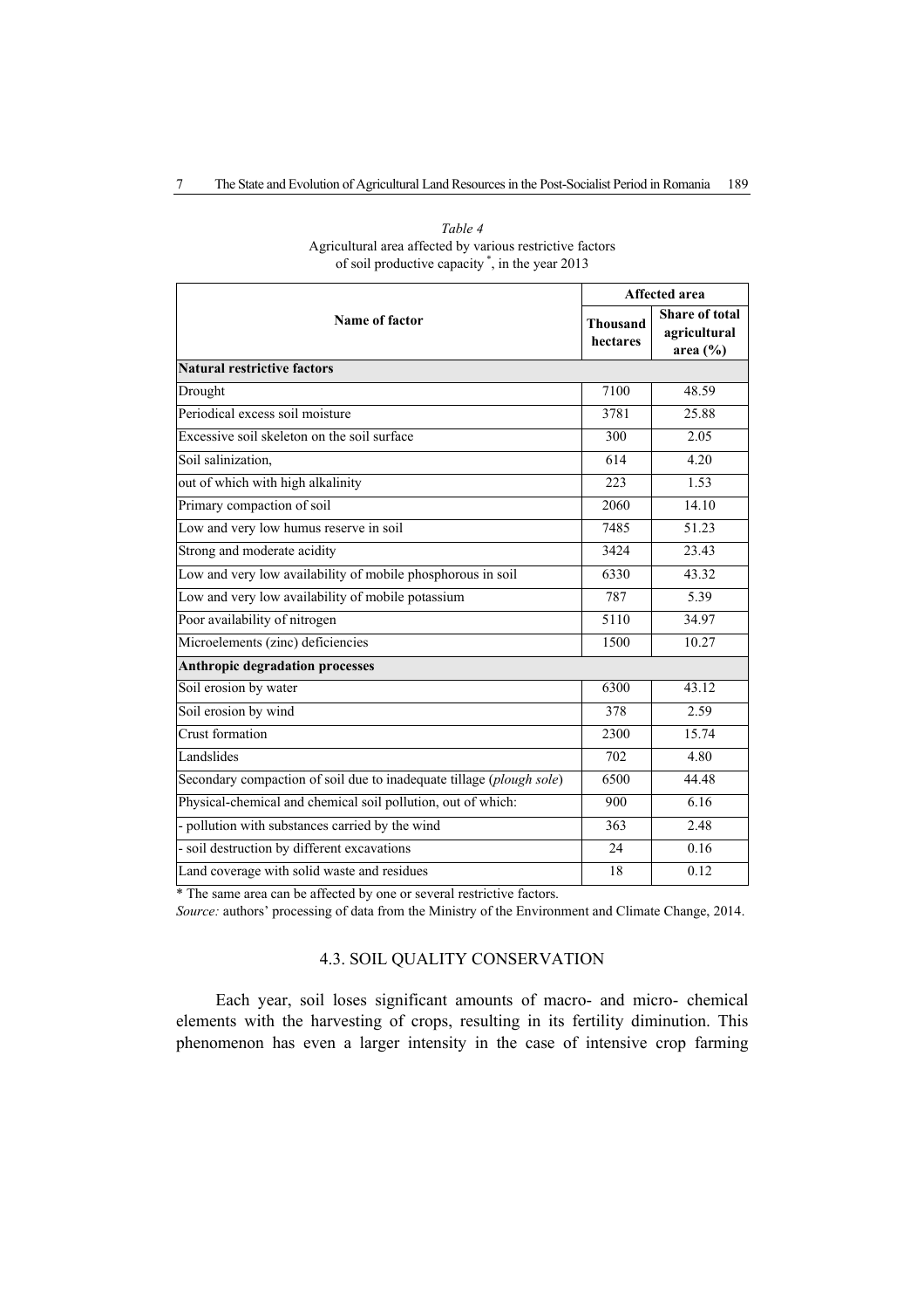*Table 4*
Agricultural area affected by various restrictive factors of soil productive capacity *, in the year 2013

| Name of factor | Affected area | |
|---|---|---|
| | Thousand hectares | Share of total agricultural area (%) |
| **Natural restrictive factors** | | |
| Drought | 7100 | 48.59 |
| Periodical excess soil moisture | 3781 | 25.88 |
| Excessive soil skeleton on the soil surface | 300 | 2.05 |
| Soil salinization, | 614 | 4.20 |
| out of which with high alkalinity | 223 | 1.53 |
| Primary compaction of soil | 2060 | 14.10 |
| Low and very low humus reserve in soil | 7485 | 51.23 |
| Strong and moderate acidity | 3424 | 23.43 |
| Low and very low availability of mobile phosphorous in soil | 6330 | 43.32 |
| Low and very low availability of mobile potassium | 787 | 5.39 |
| Poor availability of nitrogen | 5110 | 34.97 |
| Microelements (zinc) deficiencies | 1500 | 10.27 |
| **Anthropic degradation processes** | | |
| Soil erosion by water | 6300 | 43.12 |
| Soil erosion by wind | 378 | 2.59 |
| Crust formation | 2300 | 15.74 |
| Landslides | 702 | 4.80 |
| Secondary compaction of soil due to inadequate tillage (*plough sole*) | 6500 | 44.48 |
| Physical-chemical and chemical soil pollution, out of which: | 900 | 6.16 |
| - pollution with substances carried by the wind | 363 | 2.48 |
| - soil destruction by different excavations | 24 | 0.16 |
| Land coverage with solid waste and residues | 18 | 0.12 |

* The same area can be affected by one or several restrictive factors.
*Source:* authors' processing of data from the Ministry of the Environment and Climate Change, 2014.

### 4.3. SOIL QUALITY CONSERVATION

Each year, soil loses significant amounts of macro- and micro- chemical elements with the harvesting of crops, resulting in its fertility diminution. This phenomenon has even a larger intensity in the case of intensive crop farming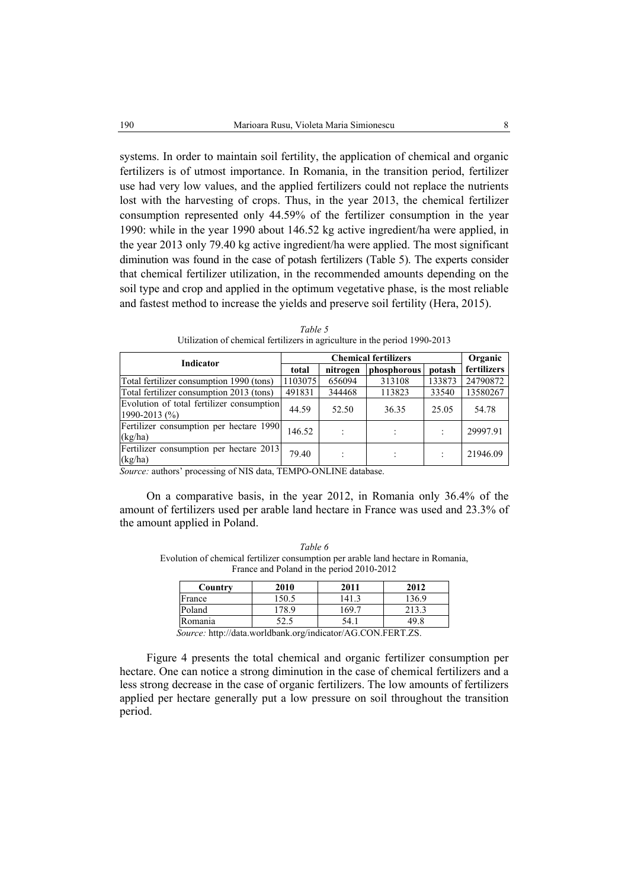systems. In order to maintain soil fertility, the application of chemical and organic fertilizers is of utmost importance. In Romania, in the transition period, fertilizer use had very low values, and the applied fertilizers could not replace the nutrients lost with the harvesting of crops. Thus, in the year 2013, the chemical fertilizer consumption represented only 44.59% of the fertilizer consumption in the year 1990: while in the year 1990 about 146.52 kg active ingredient/ha were applied, in the year 2013 only 79.40 kg active ingredient/ha were applied. The most significant diminution was found in the case of potash fertilizers (Table 5). The experts consider that chemical fertilizer utilization, in the recommended amounts depending on the soil type and crop and applied in the optimum vegetative phase, is the most reliable and fastest method to increase the yields and preserve soil fertility (Hera, 2015).

*Table 5*
Utilization of chemical fertilizers in agriculture in the period 1990-2013

| Indicator | Chemical fertilizers | | | | Organic fertilizers |
|---|---|---|---|---|---|
| | total | nitrogen | phosphorous | potash | |
| Total fertilizer consumption 1990 (tons) | 1103075 | 656094 | 313108 | 133873 | 24790872 |
| Total fertilizer consumption 2013 (tons) | 491831 | 344468 | 113823 | 33540 | 13580267 |
| Evolution of total fertilizer consumption 1990-2013 (%) | 44.59 | 52.50 | 36.35 | 25.05 | 54.78 |
| Fertilizer consumption per hectare 1990 (kg/ha) | 146.52 | : | : | : | 29997.91 |
| Fertilizer consumption per hectare 2013 (kg/ha) | 79.40 | : | : | : | 21946.09 |

*Source:* authors' processing of NIS data, TEMPO-ONLINE database.

On a comparative basis, in the year 2012, in Romania only 36.4% of the amount of fertilizers used per arable land hectare in France was used and 23.3% of the amount applied in Poland.

*Table 6*
Evolution of chemical fertilizer consumption per arable land hectare in Romania, France and Poland in the period 2010-2012

| Country | 2010 | 2011 | 2012 |
|---|---|---|---|
| France | 150.5 | 141.3 | 136.9 |
| Poland | 178.9 | 169.7 | 213.3 |
| Romania | 52.5 | 54.1 | 49.8 |

*Source:* http://data.worldbank.org/indicator/AG.CON.FERT.ZS.

Figure 4 presents the total chemical and organic fertilizer consumption per hectare. One can notice a strong diminution in the case of chemical fertilizers and a less strong decrease in the case of organic fertilizers. The low amounts of fertilizers applied per hectare generally put a low pressure on soil throughout the transition period.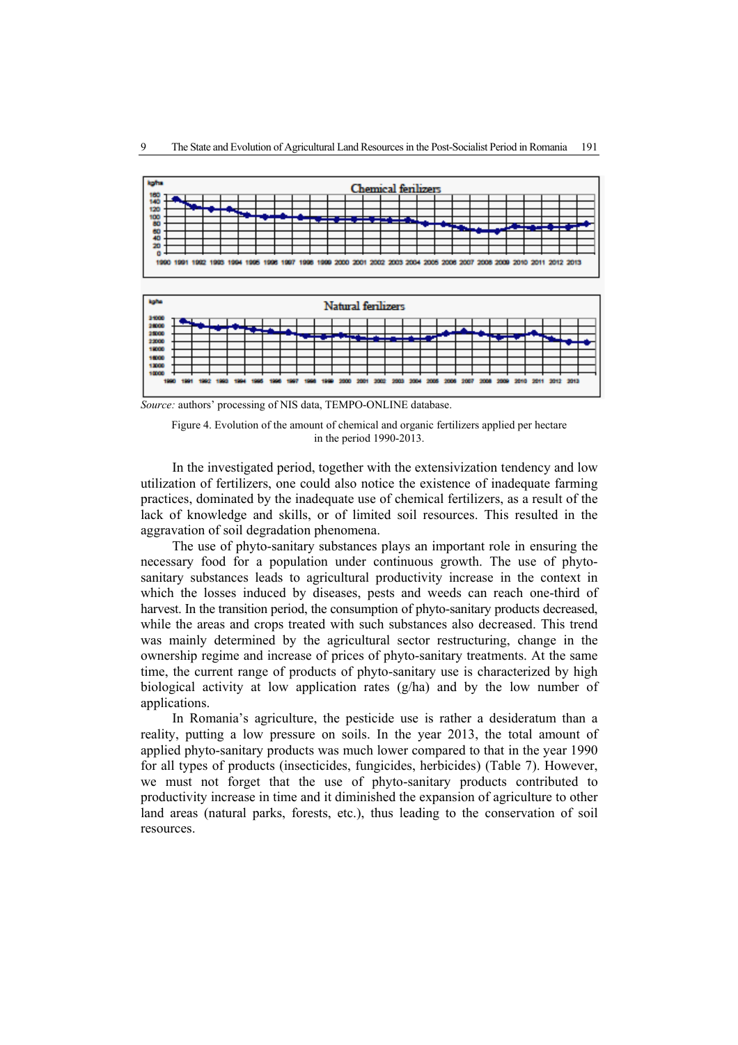Source: authors' processing of NIS data, TEMPO-ONLINE database.

Figure 4. Evolution of the amount of chemical and organic fertilizers applied per hectare in the period 1990-2013.

In the investigated period, together with the extensivization tendency and low utilization of fertilizers, one could also notice the existence of inadequate farming practices, dominated by the inadequate use of chemical fertilizers, as a result of the lack of knowledge and skills, or of limited soil resources. This resulted in the aggravation of soil degradation phenomena.

The use of phyto-sanitary substances plays an important role in ensuring the necessary food for a population under continuous growth. The use of phyto-sanitary substances leads to agricultural productivity increase in the context in which the losses induced by diseases, pests and weeds can reach one-third of harvest. In the transition period, the consumption of phyto-sanitary products decreased, while the areas and crops treated with such substances also decreased. This trend was mainly determined by the agricultural sector restructuring, change in the ownership regime and increase of prices of phyto-sanitary treatments. At the same time, the current range of products of phyto-sanitary use is characterized by high biological activity at low application rates (g/ha) and by the low number of applications.

In Romania's agriculture, the pesticide use is rather a desideratum than a reality, putting a low pressure on soils. In the year 2013, the total amount of applied phyto-sanitary products was much lower compared to that in the year 1990 for all types of products (insecticides, fungicides, herbicides) (Table 7). However, we must not forget that the use of phyto-sanitary products contributed to productivity increase in time and it diminished the expansion of agriculture to other land areas (natural parks, forests, etc.), thus leading to the conservation of soil resources.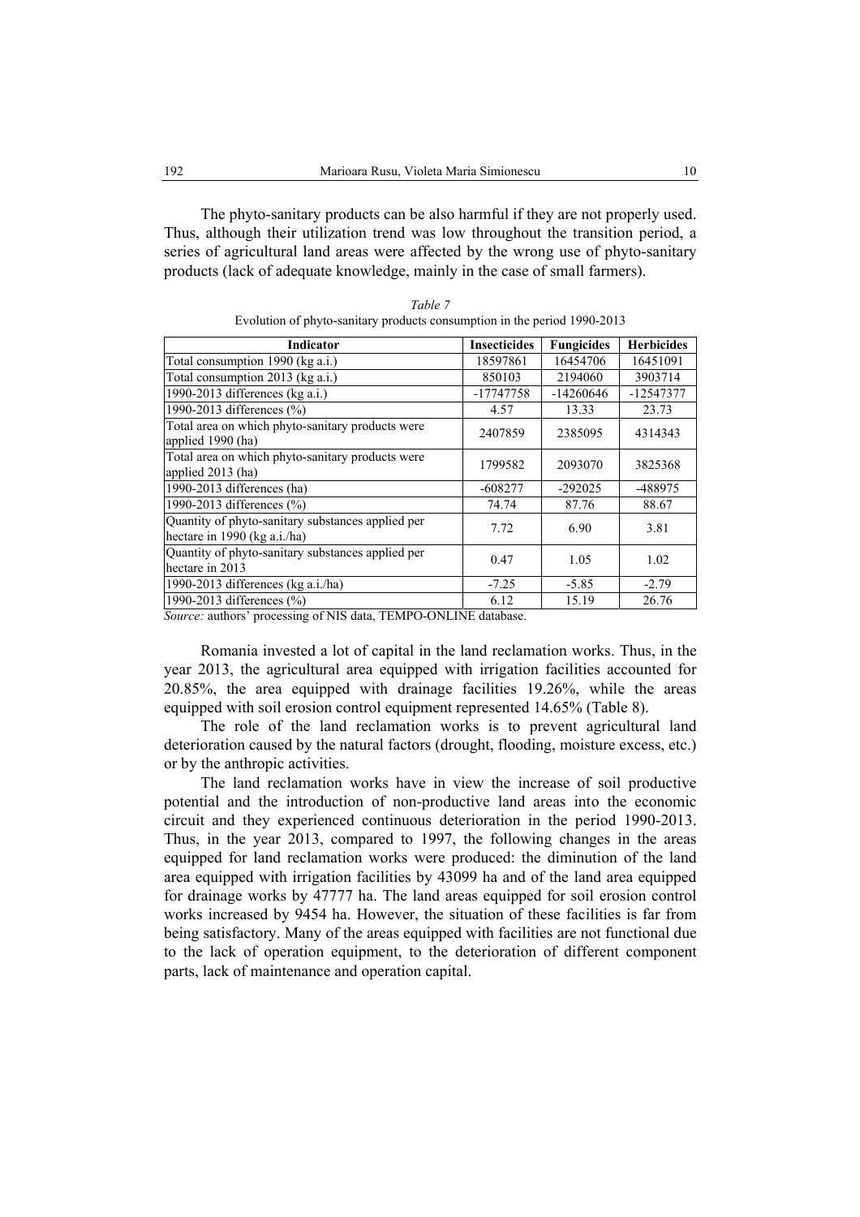The phyto-sanitary products can be also harmful if they are not properly used. Thus, although their utilization trend was low throughout the transition period, a series of agricultural land areas were affected by the wrong use of phyto-sanitary products (lack of adequate knowledge, mainly in the case of small farmers).

*Table 7*

Evolution of phyto-sanitary products consumption in the period 1990-2013

| Indicator | Insecticides | Fungicides | Herbicides |
|---|---|---|---|
| Total consumption 1990 (kg a.i.) | 18597861 | 16454706 | 16451091 |
| Total consumption 2013 (kg a.i.) | 850103 | 2194060 | 3903714 |
| 1990-2013 differences (kg a.i.) | -17747758 | -14260646 | -12547377 |
| 1990-2013 differences (%) | 4.57 | 13.33 | 23.73 |
| Total area on which phyto-sanitary products were applied 1990 (ha) | 2407859 | 2385095 | 4314343 |
| Total area on which phyto-sanitary products were applied 2013 (ha) | 1799582 | 2093070 | 3825368 |
| 1990-2013 differences (ha) | -608277 | -292025 | -488975 |
| 1990-2013 differences (%) | 74.74 | 87.76 | 88.67 |
| Quantity of phyto-sanitary substances applied per hectare in 1990 (kg a.i./ha) | 7.72 | 6.90 | 3.81 |
| Quantity of phyto-sanitary substances applied per hectare in 2013 | 0.47 | 1.05 | 1.02 |
| 1990-2013 differences (kg a.i./ha) | -7.25 | -5.85 | -2.79 |
| 1990-2013 differences (%) | 6.12 | 15.19 | 26.76 |

*Source:* authors' processing of NIS data, TEMPO-ONLINE database.

Romania invested a lot of capital in the land reclamation works. Thus, in the year 2013, the agricultural area equipped with irrigation facilities accounted for 20.85%, the area equipped with drainage facilities 19.26%, while the areas equipped with soil erosion control equipment represented 14.65% (Table 8).

The role of the land reclamation works is to prevent agricultural land deterioration caused by the natural factors (drought, flooding, moisture excess, etc.) or by the anthropic activities.

The land reclamation works have in view the increase of soil productive potential and the introduction of non-productive land areas into the economic circuit and they experienced continuous deterioration in the period 1990-2013. Thus, in the year 2013, compared to 1997, the following changes in the areas equipped for land reclamation works were produced: the diminution of the land area equipped with irrigation facilities by 43099 ha and of the land area equipped for drainage works by 47777 ha. The land areas equipped for soil erosion control works increased by 9454 ha. However, the situation of these facilities is far from being satisfactory. Many of the areas equipped with facilities are not functional due to the lack of operation equipment, to the deterioration of different component parts, lack of maintenance and operation capital.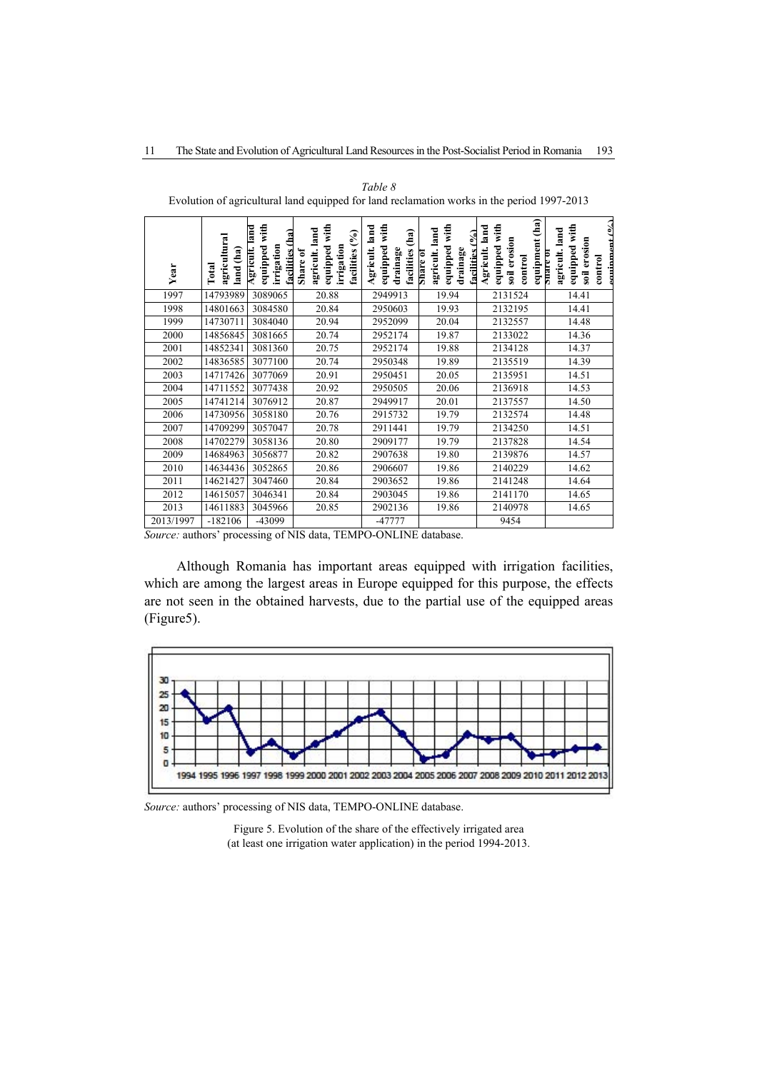*Table 8*

Evolution of agricultural land equipped for land reclamation works in the period 1997-2013

| Year | Total agricultural land (ha) | Agricult. land equipped with irrigation facilities (ha) | Share of agricult. land equipped with irrigation facilities (%) | Agricult. land equipped with drainage facilities (ha) | Share of agricult. land equipped with drainage facilities (%) | Agricult. land equipped with soil erosion control equipment (ha) | Share of agricult. land equipped with soil erosion control equipment (%) |
|---|---|---|---|---|---|---|---|
| 1997 | 14793989 | 3089065 | 20.88 | 2949913 | 19.94 | 2131524 | 14.41 |
| 1998 | 14801663 | 3084580 | 20.84 | 2950603 | 19.93 | 2132195 | 14.41 |
| 1999 | 14730711 | 3084040 | 20.94 | 2952099 | 20.04 | 2132557 | 14.48 |
| 2000 | 14856845 | 3081665 | 20.74 | 2952174 | 19.87 | 2133022 | 14.36 |
| 2001 | 14852341 | 3081360 | 20.75 | 2952174 | 19.88 | 2134128 | 14.37 |
| 2002 | 14836585 | 3077100 | 20.74 | 2950348 | 19.89 | 2135519 | 14.39 |
| 2003 | 14717426 | 3077069 | 20.91 | 2950451 | 20.05 | 2135951 | 14.51 |
| 2004 | 14711552 | 3077438 | 20.92 | 2950505 | 20.06 | 2136918 | 14.53 |
| 2005 | 14741214 | 3076912 | 20.87 | 2949917 | 20.01 | 2137557 | 14.50 |
| 2006 | 14730956 | 3058180 | 20.76 | 2915732 | 19.79 | 2132574 | 14.48 |
| 2007 | 14709299 | 3057047 | 20.78 | 2911441 | 19.79 | 2134250 | 14.51 |
| 2008 | 14702279 | 3058136 | 20.80 | 2909177 | 19.79 | 2137828 | 14.54 |
| 2009 | 14684963 | 3056877 | 20.82 | 2907638 | 19.80 | 2139876 | 14.57 |
| 2010 | 14634436 | 3052865 | 20.86 | 2906607 | 19.86 | 2140229 | 14.62 |
| 2011 | 14621427 | 3047460 | 20.84 | 2903652 | 19.86 | 2141248 | 14.64 |
| 2012 | 14615057 | 3046341 | 20.84 | 2903045 | 19.86 | 2141170 | 14.65 |
| 2013 | 14611883 | 3045966 | 20.85 | 2902136 | 19.86 | 2140978 | 14.65 |
| 2013/1997 | -182106 | -43099 | | -47777 | | 9454 | |

*Source:* authors' processing of NIS data, TEMPO-ONLINE database.

Although Romania has important areas equipped with irrigation facilities, which are among the largest areas in Europe equipped for this purpose, the effects are not seen in the obtained harvests, due to the partial use of the equipped areas (Figure5).

*Source:* authors' processing of NIS data, TEMPO-ONLINE database.

Figure 5. Evolution of the share of the effectively irrigated area (at least one irrigation water application) in the period 1994-2013.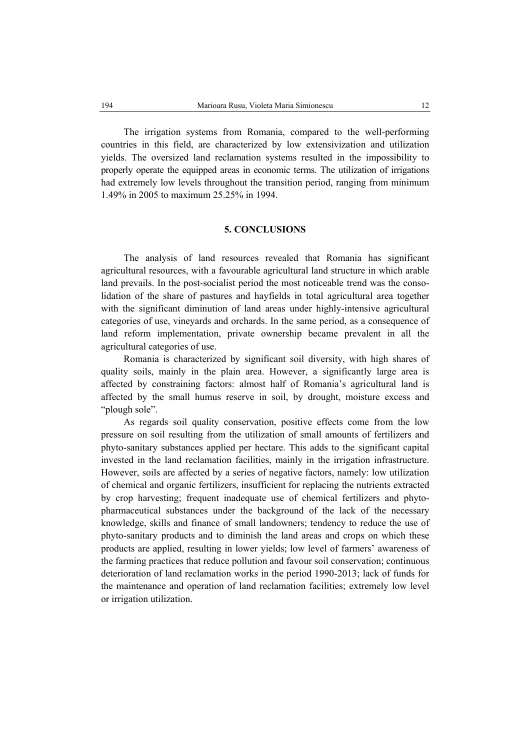The irrigation systems from Romania, compared to the well-performing countries in this field, are characterized by low extensivization and utilization yields. The oversized land reclamation systems resulted in the impossibility to properly operate the equipped areas in economic terms. The utilization of irrigations had extremely low levels throughout the transition period, ranging from minimum 1.49% in 2005 to maximum 25.25% in 1994.

## 5. CONCLUSIONS

The analysis of land resources revealed that Romania has significant agricultural resources, with a favourable agricultural land structure in which arable land prevails. In the post-socialist period the most noticeable trend was the consolidation of the share of pastures and hayfields in total agricultural area together with the significant diminution of land areas under highly-intensive agricultural categories of use, vineyards and orchards. In the same period, as a consequence of land reform implementation, private ownership became prevalent in all the agricultural categories of use.

Romania is characterized by significant soil diversity, with high shares of quality soils, mainly in the plain area. However, a significantly large area is affected by constraining factors: almost half of Romania's agricultural land is affected by the small humus reserve in soil, by drought, moisture excess and "plough sole".

As regards soil quality conservation, positive effects come from the low pressure on soil resulting from the utilization of small amounts of fertilizers and phyto-sanitary substances applied per hectare. This adds to the significant capital invested in the land reclamation facilities, mainly in the irrigation infrastructure. However, soils are affected by a series of negative factors, namely: low utilization of chemical and organic fertilizers, insufficient for replacing the nutrients extracted by crop harvesting; frequent inadequate use of chemical fertilizers and phyto-pharmaceutical substances under the background of the lack of the necessary knowledge, skills and finance of small landowners; tendency to reduce the use of phyto-sanitary products and to diminish the land areas and crops on which these products are applied, resulting in lower yields; low level of farmers' awareness of the farming practices that reduce pollution and favour soil conservation; continuous deterioration of land reclamation works in the period 1990-2013; lack of funds for the maintenance and operation of land reclamation facilities; extremely low level or irrigation utilization.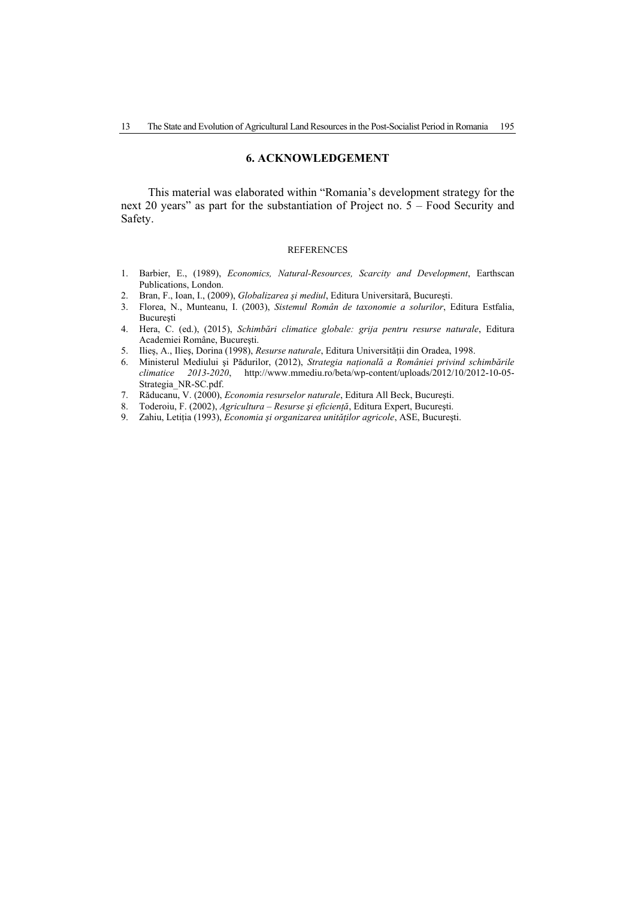## 6. ACKNOWLEDGEMENT

This material was elaborated within "Romania's development strategy for the next 20 years" as part for the substantiation of Project no. 5 – Food Security and Safety.

### REFERENCES

1. Barbier, E., (1989), *Economics, Natural-Resources, Scarcity and Development*, Earthscan Publications, London.
2. Bran, F., Ioan, I., (2009), *Globalizarea şi mediul*, Editura Universitară, Bucureşti.
3. Florea, N., Munteanu, I. (2003), *Sistemul Român de taxonomie a solurilor*, Editura Estfalia, Bucureşti
4. Hera, C. (ed.), (2015), *Schimbări climatice globale: grija pentru resurse naturale*, Editura Academiei Române, Bucureşti.
5. Ilieş, A., Ilieş, Dorina (1998), *Resurse naturale*, Editura Universităţii din Oradea, 1998.
6. Ministerul Mediului şi Pădurilor, (2012), *Strategia naţională a României privind schimbările climatice 2013-2020*, http://www.mmediu.ro/beta/wp-content/uploads/2012/10/2012-10-05-Strategia_NR-SC.pdf.
7. Răducanu, V. (2000), *Economia resurselor naturale*, Editura All Beck, Bucureşti.
8. Toderoiu, F. (2002), *Agricultura – Resurse şi eficienţă*, Editura Expert, Bucureşti.
9. Zahiu, Letiţia (1993), *Economia şi organizarea unităţilor agricole*, ASE, Bucureşti.